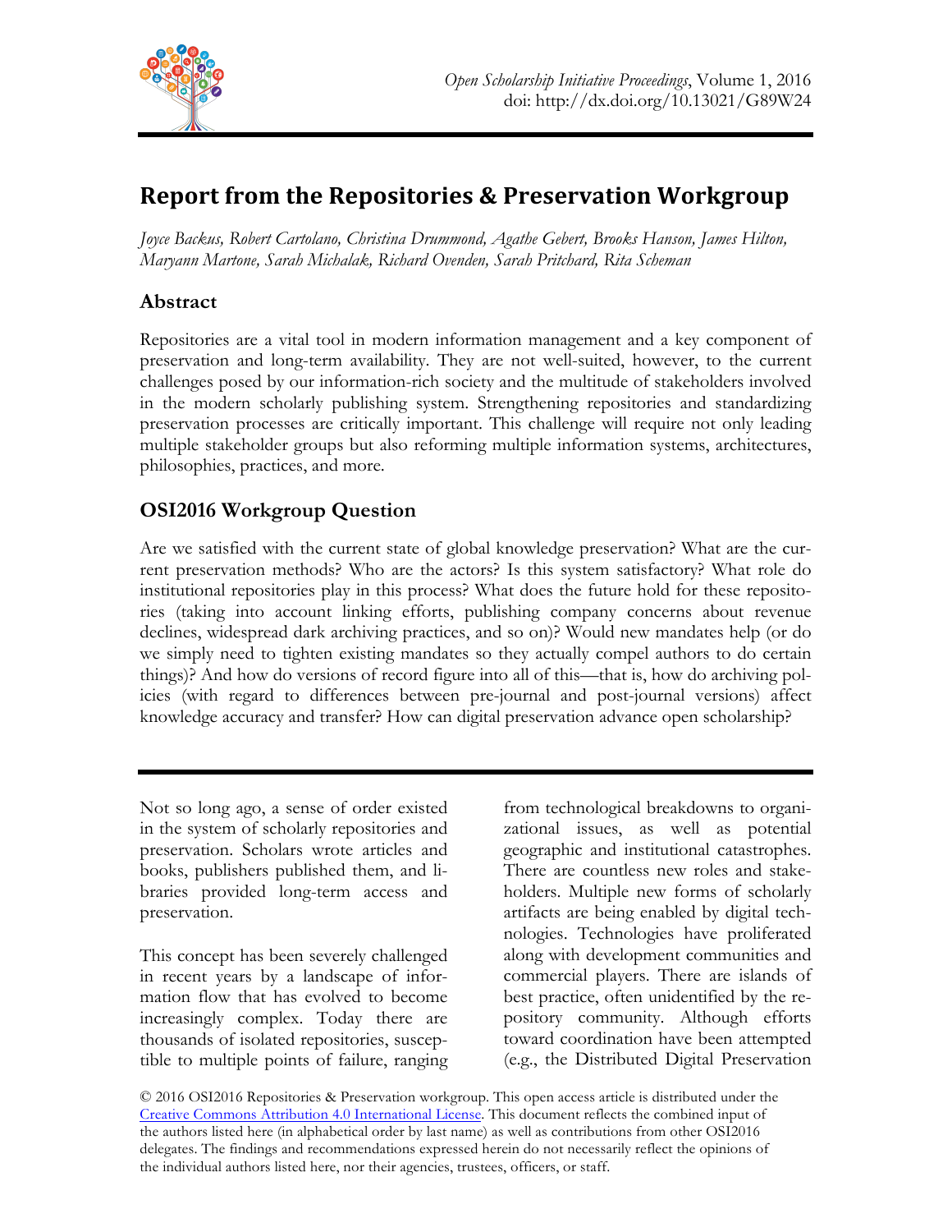# Report from the Repositories & Preservation Workgroup

*Joyce Backus, Robert Cartolano, Christina Drummond, Agathe Gebert, Brooks Hanson, James Hilton, Maryann Martone, Sarah Michalak, Richard Ovenden, Sarah Pritchard, Rita Scheman*

## Abstract

Repositories are a vital tool in modern information management and a key component of preservation and long-term availability. They are not well-suited, however, to the current challenges posed by our information-rich society and the multitude of stakeholders involved in the modern scholarly publishing system. Strengthening repositories and standardizing preservation processes are critically important. This challenge will require not only leading multiple stakeholder groups but also reforming multiple information systems, architectures, philosophies, practices, and more.

## OSI2016 Workgroup Question

Are we satisfied with the current state of global knowledge preservation? What are the current preservation methods? Who are the actors? Is this system satisfactory? What role do institutional repositories play in this process? What does the future hold for these repositories (taking into account linking efforts, publishing company concerns about revenue declines, widespread dark archiving practices, and so on)? Would new mandates help (or do we simply need to tighten existing mandates so they actually compel authors to do certain things)? And how do versions of record figure into all of this—that is, how do archiving policies (with regard to differences between pre-journal and post-journal versions) affect knowledge accuracy and transfer? How can digital preservation advance open scholarship?

---

Not so long ago, a sense of order existed in the system of scholarly repositories and preservation. Scholars wrote articles and books, publishers published them, and libraries provided long-term access and preservation.

This concept has been severely challenged in recent years by a landscape of information flow that has evolved to become increasingly complex. Today there are thousands of isolated repositories, susceptible to multiple points of failure, ranging from technological breakdowns to organizational issues, as well as potential geographic and institutional catastrophes. There are countless new roles and stakeholders. Multiple new forms of scholarly artifacts are being enabled by digital technologies. Technologies have proliferated along with development communities and commercial players. There are islands of best practice, often unidentified by the repository community. Although efforts toward coordination have been attempted (e.g., the Distributed Digital Preservation

© 2016 OSI2016 Repositories & Preservation workgroup. This open access article is distributed under the [Creative Commons Attribution 4.0 International License](https://creativecommons.org/licenses/by/4.0/). This document reflects the combined input of the authors listed here (in alphabetical order by last name) as well as contributions from other OSI2016 delegates. The findings and recommendations expressed herein do not necessarily reflect the opinions of the individual authors listed here, nor their agencies, trustees, officers, or staff.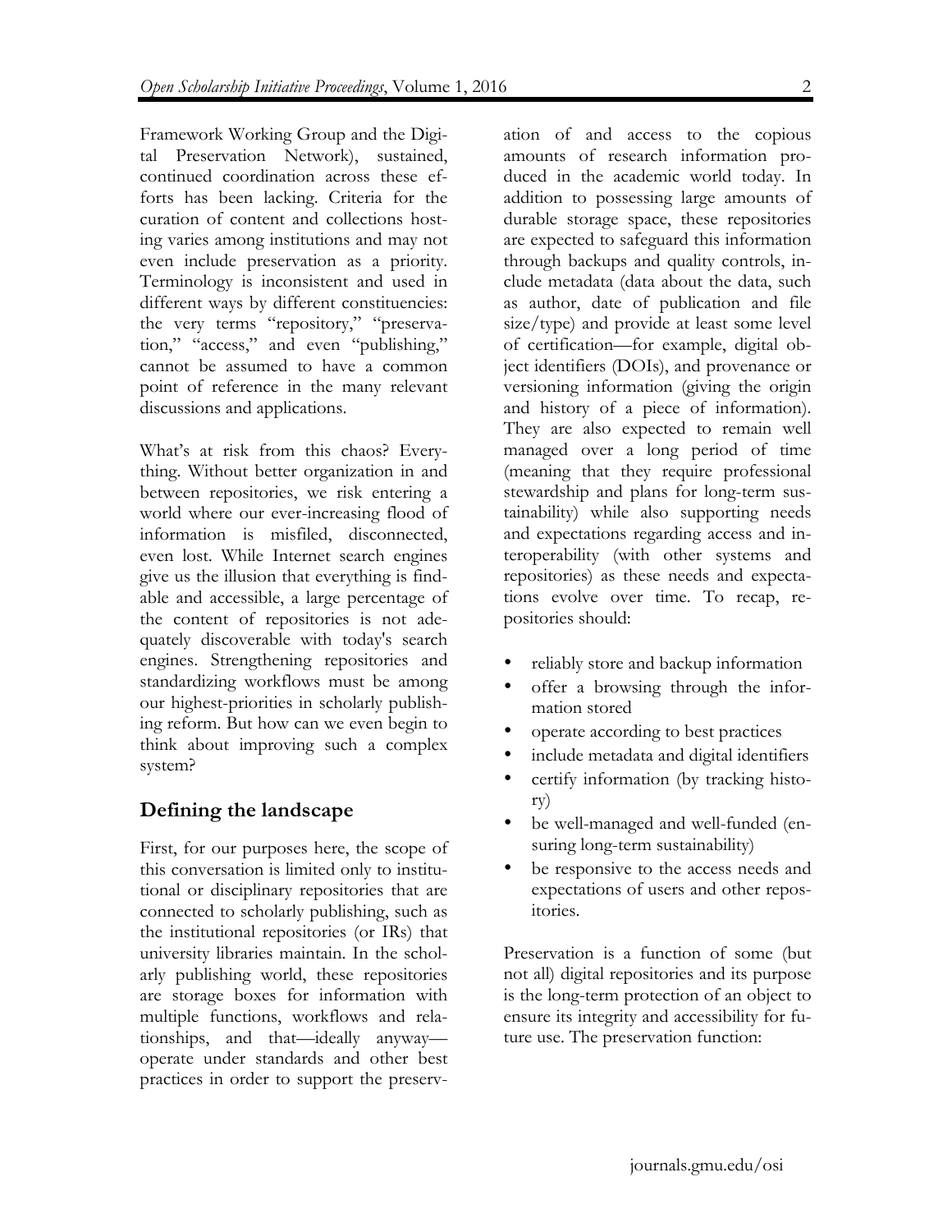Framework Working Group and the Digital Preservation Network), sustained, continued coordination across these efforts has been lacking. Criteria for the curation of content and collections hosting varies among institutions and may not even include preservation as a priority. Terminology is inconsistent and used in different ways by different constituencies: the very terms "repository," "preservation," "access," and even "publishing," cannot be assumed to have a common point of reference in the many relevant discussions and applications.

What's at risk from this chaos? Everything. Without better organization in and between repositories, we risk entering a world where our ever-increasing flood of information is misfiled, disconnected, even lost. While Internet search engines give us the illusion that everything is findable and accessible, a large percentage of the content of repositories is not adequately discoverable with today's search engines. Strengthening repositories and standardizing workflows must be among our highest-priorities in scholarly publishing reform. But how can we even begin to think about improving such a complex system?

## Defining the landscape

First, for our purposes here, the scope of this conversation is limited only to institutional or disciplinary repositories that are connected to scholarly publishing, such as the institutional repositories (or IRs) that university libraries maintain. In the scholarly publishing world, these repositories are storage boxes for information with multiple functions, workflows and relationships, and that—ideally anyway—operate under standards and other best practices in order to support the preservation of and access to the copious amounts of research information produced in the academic world today. In addition to possessing large amounts of durable storage space, these repositories are expected to safeguard this information through backups and quality controls, include metadata (data about the data, such as author, date of publication and file size/type) and provide at least some level of certification—for example, digital object identifiers (DOIs), and provenance or versioning information (giving the origin and history of a piece of information). They are also expected to remain well managed over a long period of time (meaning that they require professional stewardship and plans for long-term sustainability) while also supporting needs and expectations regarding access and interoperability (with other systems and repositories) as these needs and expectations evolve over time. To recap, repositories should:

- reliably store and backup information
- offer a browsing through the information stored
- operate according to best practices
- include metadata and digital identifiers
- certify information (by tracking history)
- be well-managed and well-funded (ensuring long-term sustainability)
- be responsive to the access needs and expectations of users and other repositories.

Preservation is a function of some (but not all) digital repositories and its purpose is the long-term protection of an object to ensure its integrity and accessibility for future use. The preservation function: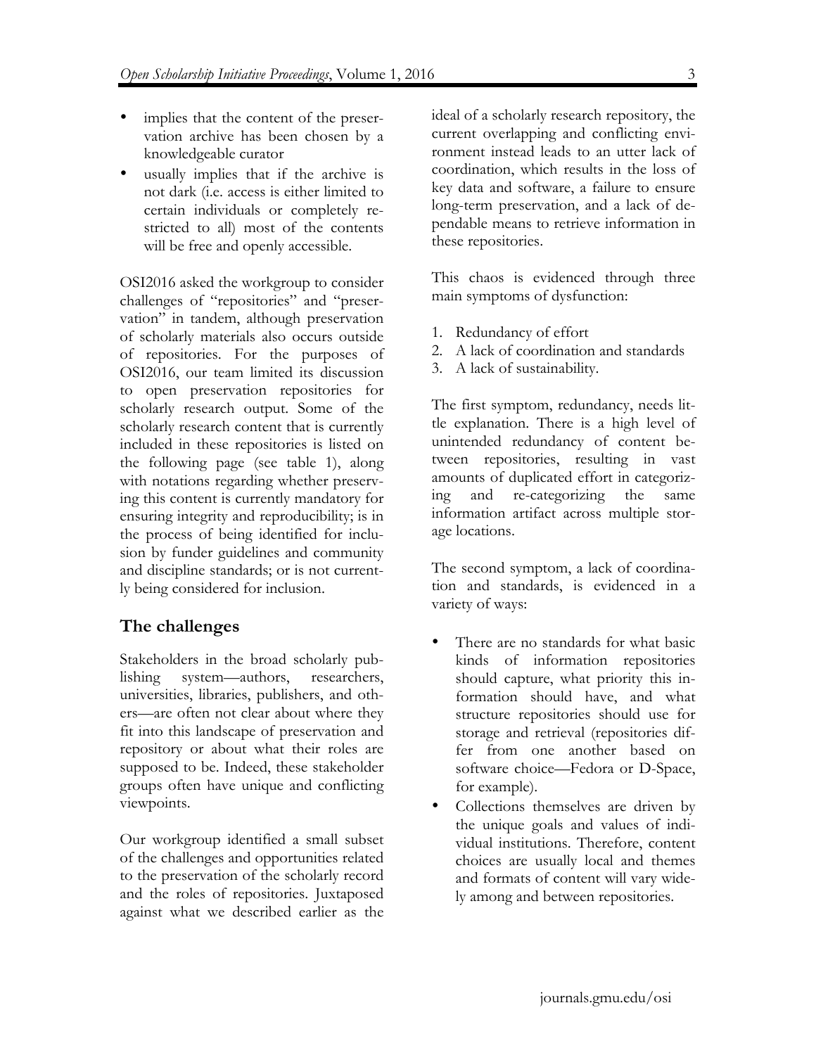- implies that the content of the preservation archive has been chosen by a knowledgeable curator
- usually implies that if the archive is not dark (i.e. access is either limited to certain individuals or completely restricted to all) most of the contents will be free and openly accessible.

OSI2016 asked the workgroup to consider challenges of "repositories" and "preservation" in tandem, although preservation of scholarly materials also occurs outside of repositories. For the purposes of OSI2016, our team limited its discussion to open preservation repositories for scholarly research output. Some of the scholarly research content that is currently included in these repositories is listed on the following page (see table 1), along with notations regarding whether preserving this content is currently mandatory for ensuring integrity and reproducibility; is in the process of being identified for inclusion by funder guidelines and community and discipline standards; or is not currently being considered for inclusion.

## The challenges

Stakeholders in the broad scholarly publishing system—authors, researchers, universities, libraries, publishers, and others—are often not clear about where they fit into this landscape of preservation and repository or about what their roles are supposed to be. Indeed, these stakeholder groups often have unique and conflicting viewpoints.

Our workgroup identified a small subset of the challenges and opportunities related to the preservation of the scholarly record and the roles of repositories. Juxtaposed against what we described earlier as the ideal of a scholarly research repository, the current overlapping and conflicting environment instead leads to an utter lack of coordination, which results in the loss of key data and software, a failure to ensure long-term preservation, and a lack of dependable means to retrieve information in these repositories.

This chaos is evidenced through three main symptoms of dysfunction:

1. Redundancy of effort
2. A lack of coordination and standards
3. A lack of sustainability.

The first symptom, redundancy, needs little explanation. There is a high level of unintended redundancy of content between repositories, resulting in vast amounts of duplicated effort in categorizing and re-categorizing the same information artifact across multiple storage locations.

The second symptom, a lack of coordination and standards, is evidenced in a variety of ways:

- There are no standards for what basic kinds of information repositories should capture, what priority this information should have, and what structure repositories should use for storage and retrieval (repositories differ from one another based on software choice—Fedora or D-Space, for example).
- Collections themselves are driven by the unique goals and values of individual institutions. Therefore, content choices are usually local and themes and formats of content will vary widely among and between repositories.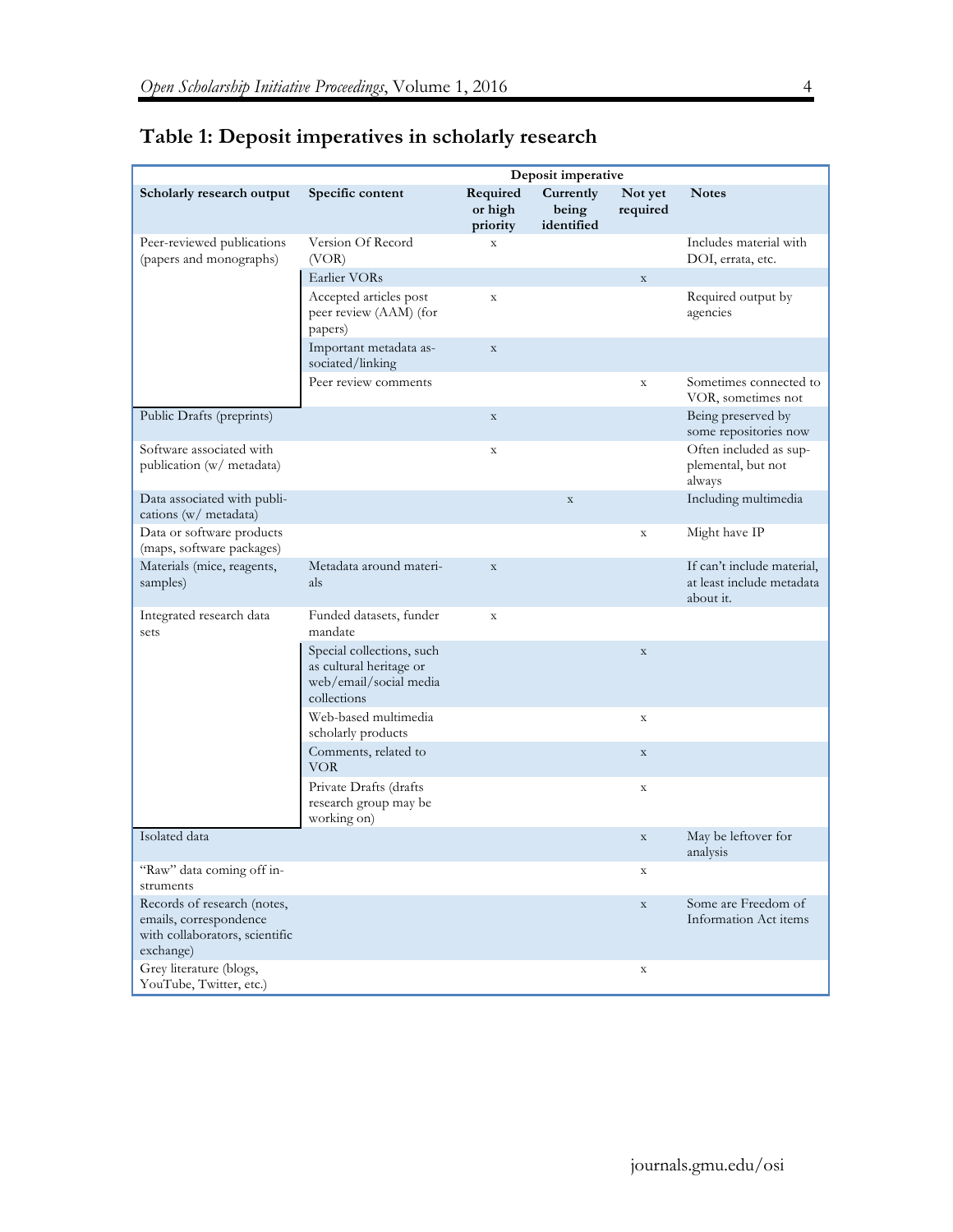## Table 1: Deposit imperatives in scholarly research

| Scholarly research output | Specific content | Deposit imperative: Required or high priority | Deposit imperative: Currently being identified | Deposit imperative: Not yet required | Notes |
|---|---|---|---|---|---|
| Peer-reviewed publications (papers and monographs) | Version Of Record (VOR) | x | | | Includes material with DOI, errata, etc. |
| | Earlier VORs | | | x | |
| | Accepted articles post peer review (AAM) (for papers) | x | | | Required output by agencies |
| | Important metadata associated/linking | x | | | |
| | Peer review comments | | | x | Sometimes connected to VOR, sometimes not |
| Public Drafts (preprints) | | x | | | Being preserved by some repositories now |
| Software associated with publication (w/ metadata) | | x | | | Often included as supplemental, but not always |
| Data associated with publications (w/ metadata) | | | x | | Including multimedia |
| Data or software products (maps, software packages) | | | | x | Might have IP |
| Materials (mice, reagents, samples) | Metadata around materials | x | | | If can't include material, at least include metadata about it. |
| Integrated research data sets | Funded datasets, funder mandate | x | | | |
| | Special collections, such as cultural heritage or web/email/social media collections | | | x | |
| | Web-based multimedia scholarly products | | | x | |
| | Comments, related to VOR | | | x | |
| | Private Drafts (drafts research group may be working on) | | | x | |
| Isolated data | | | | x | May be leftover for analysis |
| "Raw" data coming off instruments | | | | x | |
| Records of research (notes, emails, correspondence with collaborators, scientific exchange) | | | | x | Some are Freedom of Information Act items |
| Grey literature (blogs, YouTube, Twitter, etc.) | | | | x | |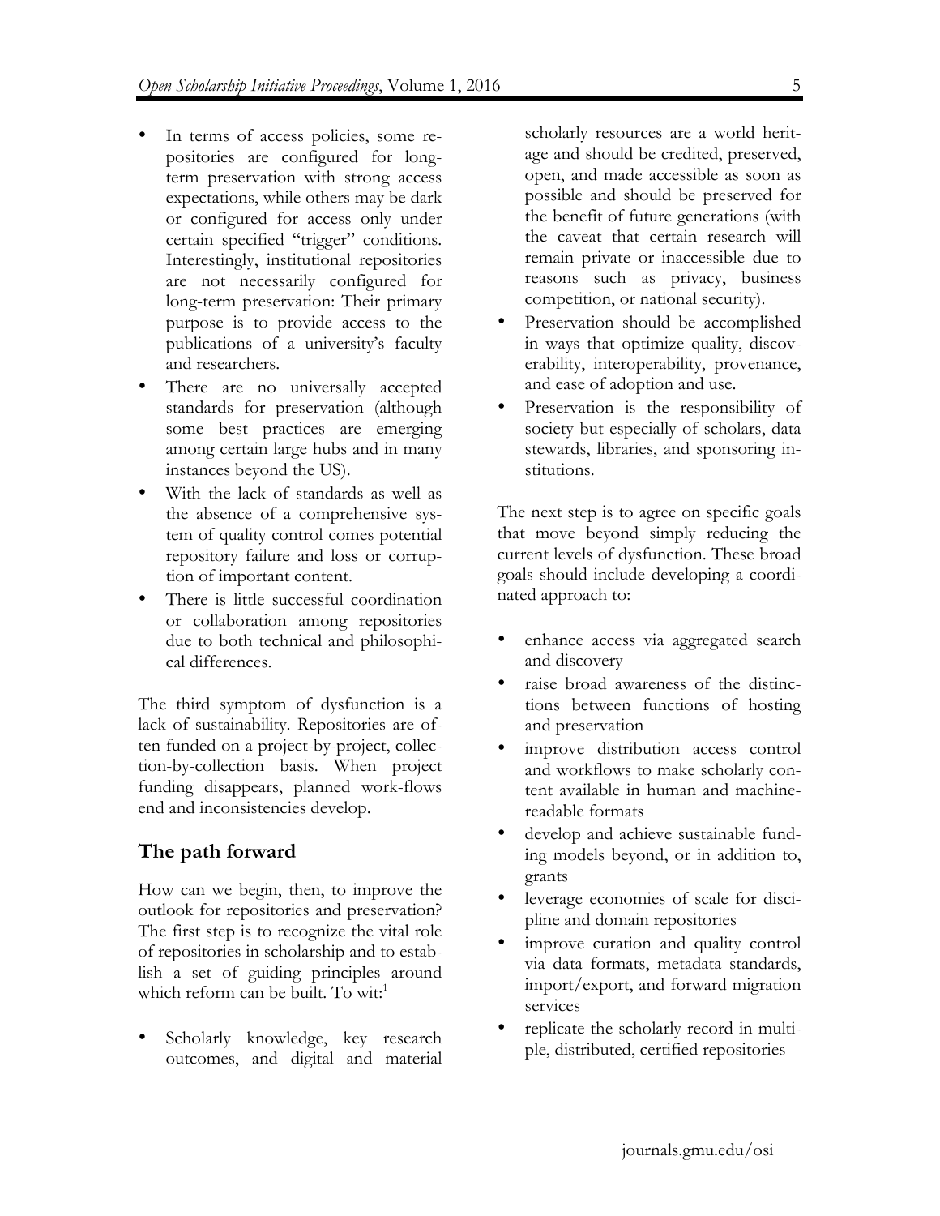- In terms of access policies, some repositories are configured for long-term preservation with strong access expectations, while others may be dark or configured for access only under certain specified "trigger" conditions. Interestingly, institutional repositories are not necessarily configured for long-term preservation: Their primary purpose is to provide access to the publications of a university's faculty and researchers.
- There are no universally accepted standards for preservation (although some best practices are emerging among certain large hubs and in many instances beyond the US).
- With the lack of standards as well as the absence of a comprehensive system of quality control comes potential repository failure and loss or corruption of important content.
- There is little successful coordination or collaboration among repositories due to both technical and philosophical differences.

The third symptom of dysfunction is a lack of sustainability. Repositories are often funded on a project-by-project, collection-by-collection basis. When project funding disappears, planned work-flows end and inconsistencies develop.

## The path forward

How can we begin, then, to improve the outlook for repositories and preservation? The first step is to recognize the vital role of repositories in scholarship and to establish a set of guiding principles around which reform can be built. To wit:[1]

- Scholarly knowledge, key research outcomes, and digital and material scholarly resources are a world heritage and should be credited, preserved, open, and made accessible as soon as possible and should be preserved for the benefit of future generations (with the caveat that certain research will remain private or inaccessible due to reasons such as privacy, business competition, or national security).
- Preservation should be accomplished in ways that optimize quality, discoverability, interoperability, provenance, and ease of adoption and use.
- Preservation is the responsibility of society but especially of scholars, data stewards, libraries, and sponsoring institutions.

The next step is to agree on specific goals that move beyond simply reducing the current levels of dysfunction. These broad goals should include developing a coordinated approach to:

- enhance access via aggregated search and discovery
- raise broad awareness of the distinctions between functions of hosting and preservation
- improve distribution access control and workflows to make scholarly content available in human and machine-readable formats
- develop and achieve sustainable funding models beyond, or in addition to, grants
- leverage economies of scale for discipline and domain repositories
- improve curation and quality control via data formats, metadata standards, import/export, and forward migration services
- replicate the scholarly record in multiple, distributed, certified repositories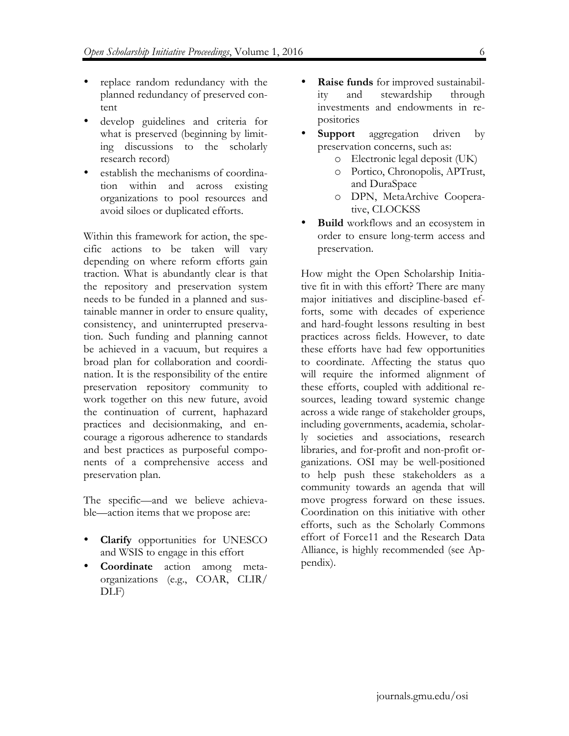- replace random redundancy with the planned redundancy of preserved content
- develop guidelines and criteria for what is preserved (beginning by limiting discussions to the scholarly research record)
- establish the mechanisms of coordination within and across existing organizations to pool resources and avoid siloes or duplicated efforts.

Within this framework for action, the specific actions to be taken will vary depending on where reform efforts gain traction. What is abundantly clear is that the repository and preservation system needs to be funded in a planned and sustainable manner in order to ensure quality, consistency, and uninterrupted preservation. Such funding and planning cannot be achieved in a vacuum, but requires a broad plan for collaboration and coordination. It is the responsibility of the entire preservation repository community to work together on this new future, avoid the continuation of current, haphazard practices and decisionmaking, and encourage a rigorous adherence to standards and best practices as purposeful components of a comprehensive access and preservation plan.

The specific—and we believe achievable—action items that we propose are:

- **Clarify** opportunities for UNESCO and WSIS to engage in this effort
- **Coordinate** action among meta-organizations (e.g., COAR, CLIR/DLF)
- **Raise funds** for improved sustainability and stewardship through investments and endowments in repositories
- **Support** aggregation driven by preservation concerns, such as:
  - Electronic legal deposit (UK)
  - Portico, Chronopolis, APTrust, and DuraSpace
  - DPN, MetaArchive Cooperative, CLOCKSS
- **Build** workflows and an ecosystem in order to ensure long-term access and preservation.

How might the Open Scholarship Initiative fit in with this effort? There are many major initiatives and discipline-based efforts, some with decades of experience and hard-fought lessons resulting in best practices across fields. However, to date these efforts have had few opportunities to coordinate. Affecting the status quo will require the informed alignment of these efforts, coupled with additional resources, leading toward systemic change across a wide range of stakeholder groups, including governments, academia, scholarly societies and associations, research libraries, and for-profit and non-profit organizations. OSI may be well-positioned to help push these stakeholders as a community towards an agenda that will move progress forward on these issues. Coordination on this initiative with other efforts, such as the Scholarly Commons effort of Force11 and the Research Data Alliance, is highly recommended (see Appendix).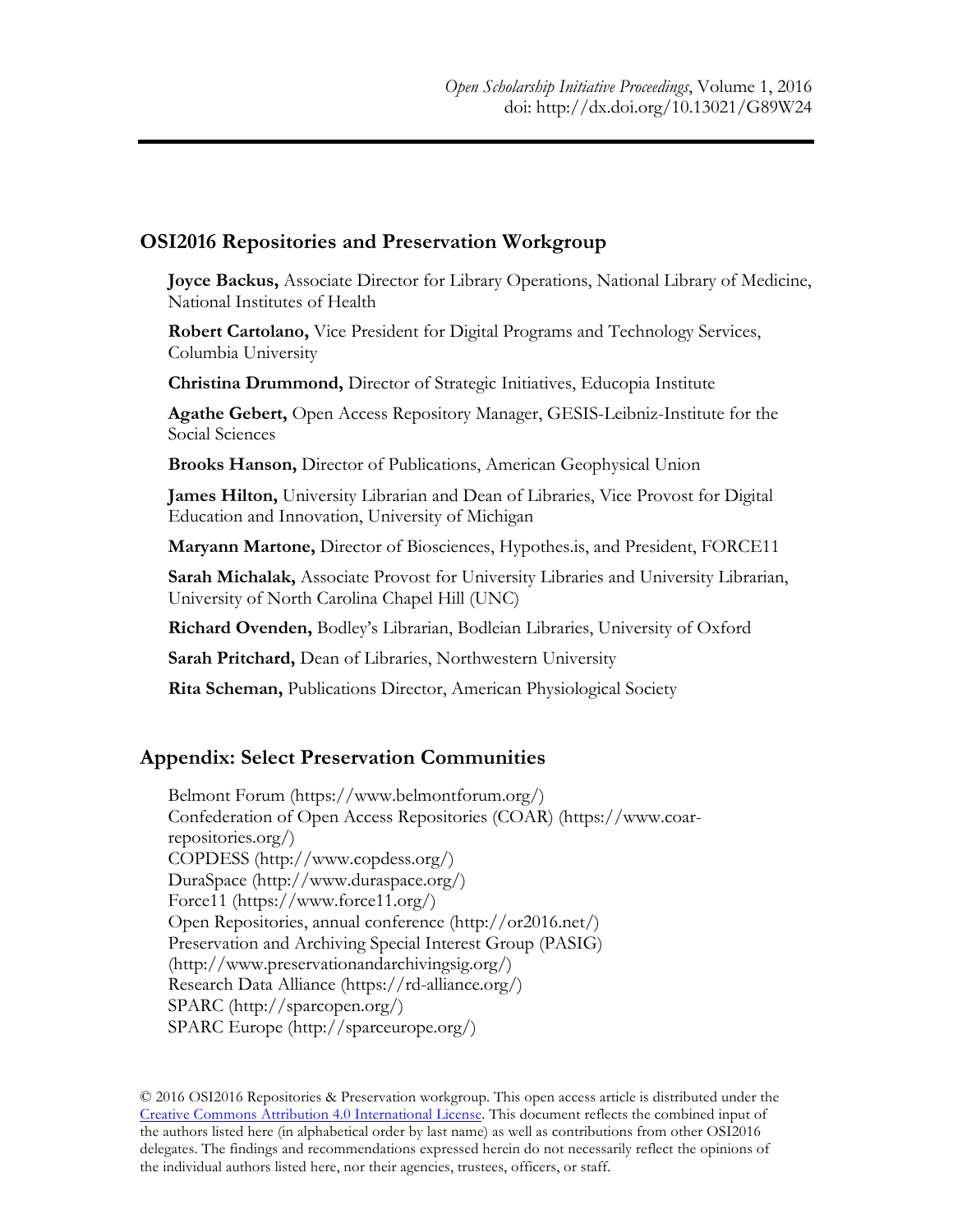## OSI2016 Repositories and Preservation Workgroup

**Joyce Backus,** Associate Director for Library Operations, National Library of Medicine, National Institutes of Health

**Robert Cartolano,** Vice President for Digital Programs and Technology Services, Columbia University

**Christina Drummond,** Director of Strategic Initiatives, Educopia Institute

**Agathe Gebert,** Open Access Repository Manager, GESIS-Leibniz-Institute for the Social Sciences

**Brooks Hanson,** Director of Publications, American Geophysical Union

**James Hilton,** University Librarian and Dean of Libraries, Vice Provost for Digital Education and Innovation, University of Michigan

**Maryann Martone,** Director of Biosciences, Hypothes.is, and President, FORCE11

**Sarah Michalak,** Associate Provost for University Libraries and University Librarian, University of North Carolina Chapel Hill (UNC)

**Richard Ovenden,** Bodley's Librarian, Bodleian Libraries, University of Oxford

**Sarah Pritchard,** Dean of Libraries, Northwestern University

**Rita Scheman,** Publications Director, American Physiological Society

## Appendix: Select Preservation Communities

Belmont Forum (https://www.belmontforum.org/)
Confederation of Open Access Repositories (COAR) (https://www.coar-repositories.org/)
COPDESS (http://www.copdess.org/)
DuraSpace (http://www.duraspace.org/)
Force11 (https://www.force11.org/)
Open Repositories, annual conference (http://or2016.net/)
Preservation and Archiving Special Interest Group (PASIG) (http://www.preservationandarchivingsig.org/)
Research Data Alliance (https://rd-alliance.org/)
SPARC (http://sparcopen.org/)
SPARC Europe (http://sparceurope.org/)

© 2016 OSI2016 Repositories & Preservation workgroup. This open access article is distributed under the Creative Commons Attribution 4.0 International License. This document reflects the combined input of the authors listed here (in alphabetical order by last name) as well as contributions from other OSI2016 delegates. The findings and recommendations expressed herein do not necessarily reflect the opinions of the individual authors listed here, nor their agencies, trustees, officers, or staff.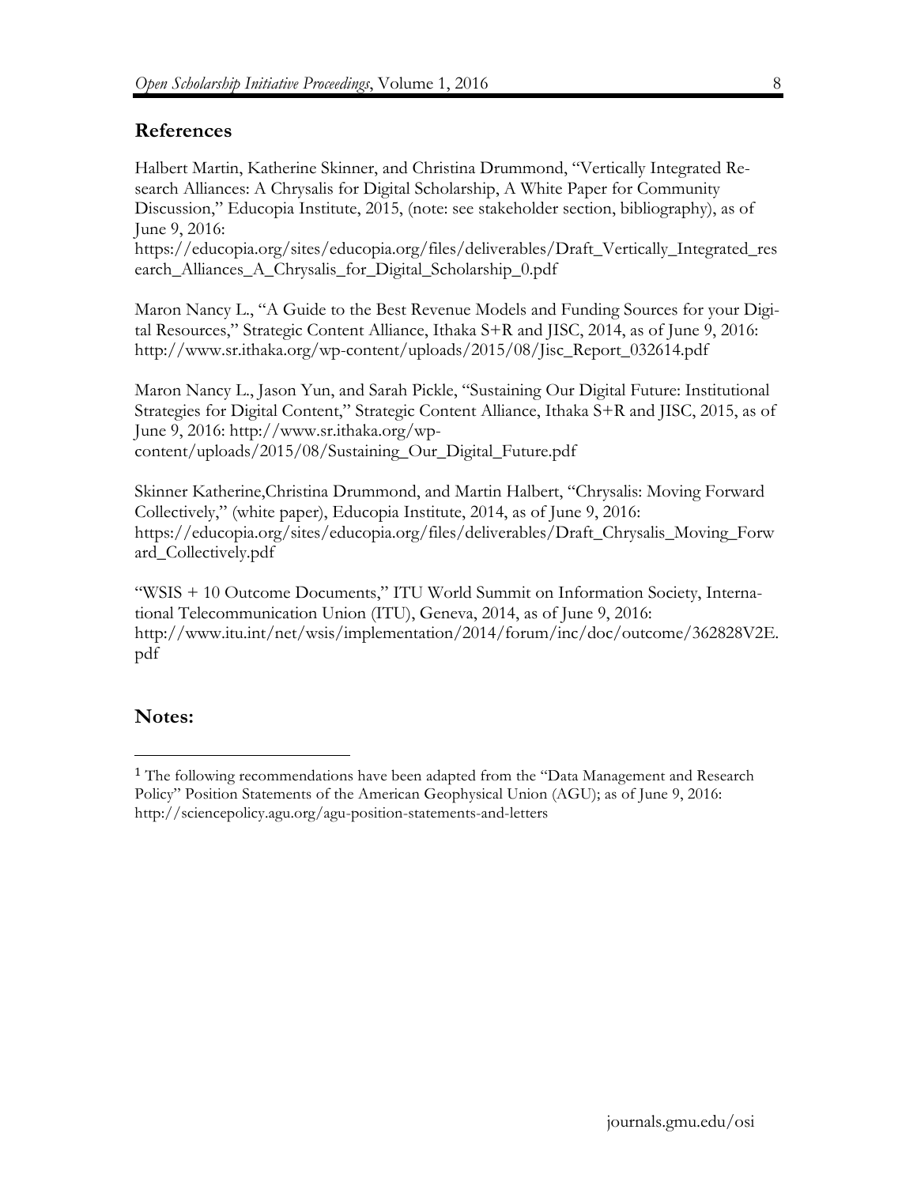## References

Halbert Martin, Katherine Skinner, and Christina Drummond, "Vertically Integrated Research Alliances: A Chrysalis for Digital Scholarship, A White Paper for Community Discussion," Educopia Institute, 2015, (note: see stakeholder section, bibliography), as of June 9, 2016: https://educopia.org/sites/educopia.org/files/deliverables/Draft_Vertically_Integrated_research_Alliances_A_Chrysalis_for_Digital_Scholarship_0.pdf

Maron Nancy L., "A Guide to the Best Revenue Models and Funding Sources for your Digital Resources," Strategic Content Alliance, Ithaka S+R and JISC, 2014, as of June 9, 2016: http://www.sr.ithaka.org/wp-content/uploads/2015/08/Jisc_Report_032614.pdf

Maron Nancy L., Jason Yun, and Sarah Pickle, "Sustaining Our Digital Future: Institutional Strategies for Digital Content," Strategic Content Alliance, Ithaka S+R and JISC, 2015, as of June 9, 2016: http://www.sr.ithaka.org/wp-content/uploads/2015/08/Sustaining_Our_Digital_Future.pdf

Skinner Katherine,Christina Drummond, and Martin Halbert, "Chrysalis: Moving Forward Collectively," (white paper), Educopia Institute, 2014, as of June 9, 2016: https://educopia.org/sites/educopia.org/files/deliverables/Draft_Chrysalis_Moving_Forward_Collectively.pdf

"WSIS + 10 Outcome Documents," ITU World Summit on Information Society, International Telecommunication Union (ITU), Geneva, 2014, as of June 9, 2016: http://www.itu.int/net/wsis/implementation/2014/forum/inc/doc/outcome/362828V2E.pdf

## Notes:

[1] The following recommendations have been adapted from the "Data Management and Research Policy" Position Statements of the American Geophysical Union (AGU); as of June 9, 2016: http://sciencepolicy.agu.org/agu-position-statements-and-letters